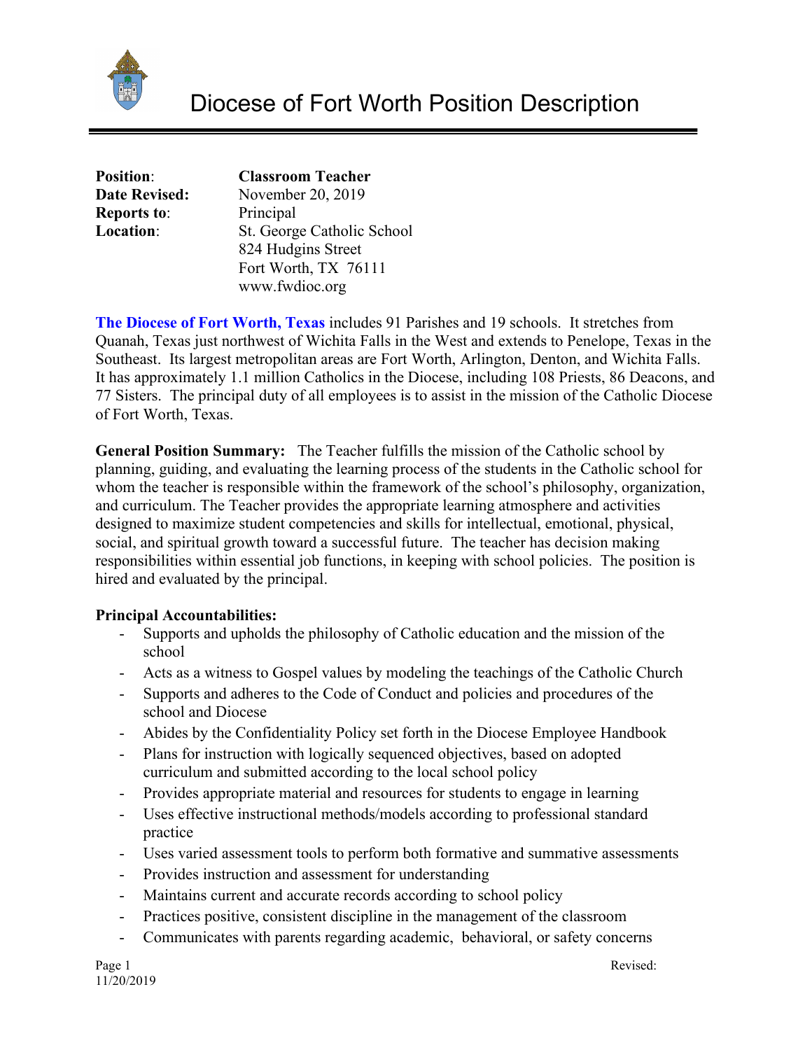# Diocese of Fort Worth Position Description

| | |
|---|---|
| **Position**: | **Classroom Teacher** |
| **Date Revised:** | November 20, 2019 |
| **Reports to**: | Principal |
| **Location**: | St. George Catholic School<br>824 Hudgins Street<br>Fort Worth, TX 76111<br>www.fwdioc.org |

**The Diocese of Fort Worth, Texas** includes 91 Parishes and 19 schools. It stretches from Quanah, Texas just northwest of Wichita Falls in the West and extends to Penelope, Texas in the Southeast. Its largest metropolitan areas are Fort Worth, Arlington, Denton, and Wichita Falls. It has approximately 1.1 million Catholics in the Diocese, including 108 Priests, 86 Deacons, and 77 Sisters. The principal duty of all employees is to assist in the mission of the Catholic Diocese of Fort Worth, Texas.

**General Position Summary:** The Teacher fulfills the mission of the Catholic school by planning, guiding, and evaluating the learning process of the students in the Catholic school for whom the teacher is responsible within the framework of the school's philosophy, organization, and curriculum. The Teacher provides the appropriate learning atmosphere and activities designed to maximize student competencies and skills for intellectual, emotional, physical, social, and spiritual growth toward a successful future. The teacher has decision making responsibilities within essential job functions, in keeping with school policies. The position is hired and evaluated by the principal.

**Principal Accountabilities:**

- Supports and upholds the philosophy of Catholic education and the mission of the school
- Acts as a witness to Gospel values by modeling the teachings of the Catholic Church
- Supports and adheres to the Code of Conduct and policies and procedures of the school and Diocese
- Abides by the Confidentiality Policy set forth in the Diocese Employee Handbook
- Plans for instruction with logically sequenced objectives, based on adopted curriculum and submitted according to the local school policy
- Provides appropriate material and resources for students to engage in learning
- Uses effective instructional methods/models according to professional standard practice
- Uses varied assessment tools to perform both formative and summative assessments
- Provides instruction and assessment for understanding
- Maintains current and accurate records according to school policy
- Practices positive, consistent discipline in the management of the classroom
- Communicates with parents regarding academic, behavioral, or safety concerns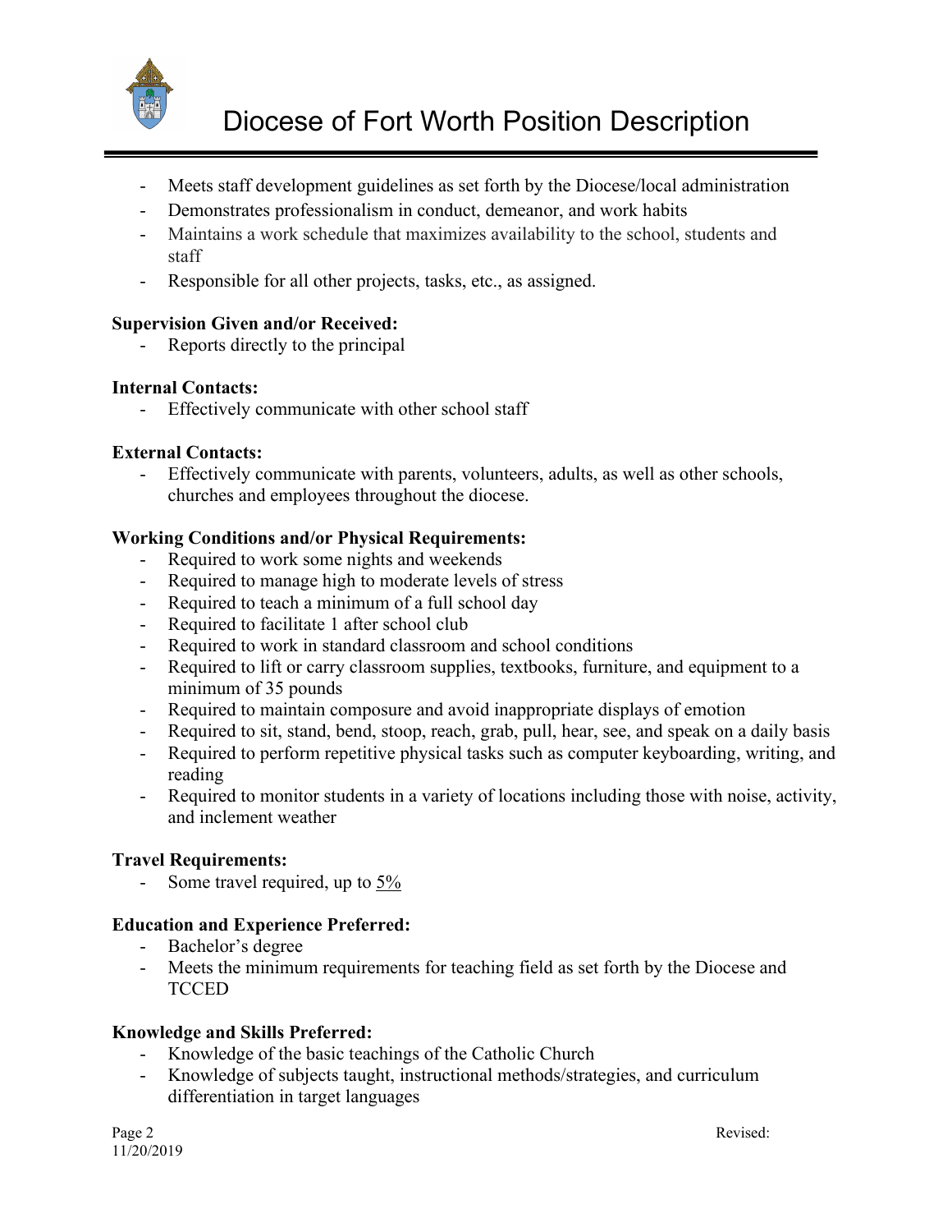- Meets staff development guidelines as set forth by the Diocese/local administration
- Demonstrates professionalism in conduct, demeanor, and work habits
- Maintains a work schedule that maximizes availability to the school, students and staff
- Responsible for all other projects, tasks, etc., as assigned.

**Supervision Given and/or Received:**

- Reports directly to the principal

**Internal Contacts:**

- Effectively communicate with other school staff

**External Contacts:**

- Effectively communicate with parents, volunteers, adults, as well as other schools, churches and employees throughout the diocese.

**Working Conditions and/or Physical Requirements:**

- Required to work some nights and weekends
- Required to manage high to moderate levels of stress
- Required to teach a minimum of a full school day
- Required to facilitate 1 after school club
- Required to work in standard classroom and school conditions
- Required to lift or carry classroom supplies, textbooks, furniture, and equipment to a minimum of 35 pounds
- Required to maintain composure and avoid inappropriate displays of emotion
- Required to sit, stand, bend, stoop, reach, grab, pull, hear, see, and speak on a daily basis
- Required to perform repetitive physical tasks such as computer keyboarding, writing, and reading
- Required to monitor students in a variety of locations including those with noise, activity, and inclement weather

**Travel Requirements:**

- Some travel required, up to <u>5%</u>

**Education and Experience Preferred:**

- Bachelor's degree
- Meets the minimum requirements for teaching field as set forth by the Diocese and TCCED

**Knowledge and Skills Preferred:**

- Knowledge of the basic teachings of the Catholic Church
- Knowledge of subjects taught, instructional methods/strategies, and curriculum differentiation in target languages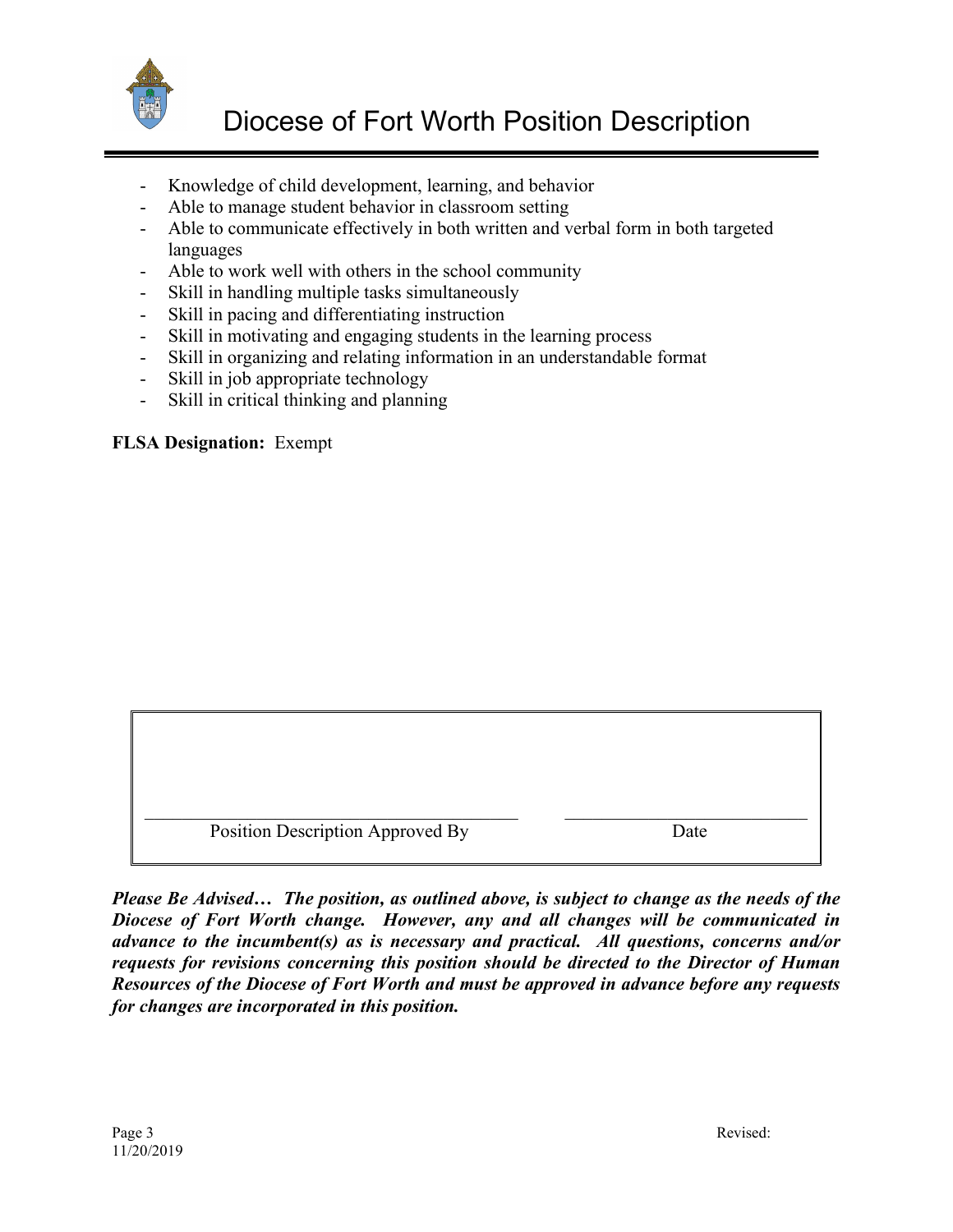- Knowledge of child development, learning, and behavior
- Able to manage student behavior in classroom setting
- Able to communicate effectively in both written and verbal form in both targeted languages
- Able to work well with others in the school community
- Skill in handling multiple tasks simultaneously
- Skill in pacing and differentiating instruction
- Skill in motivating and engaging students in the learning process
- Skill in organizing and relating information in an understandable format
- Skill in job appropriate technology
- Skill in critical thinking and planning

**FLSA Designation:** Exempt

| | |
|---|---|
| ______________________________ | ______________________ |
| Position Description Approved By | Date |

***Please Be Advised… The position, as outlined above, is subject to change as the needs of the Diocese of Fort Worth change. However, any and all changes will be communicated in advance to the incumbent(s) as is necessary and practical. All questions, concerns and/or requests for revisions concerning this position should be directed to the Director of Human Resources of the Diocese of Fort Worth and must be approved in advance before any requests for changes are incorporated in this position.***